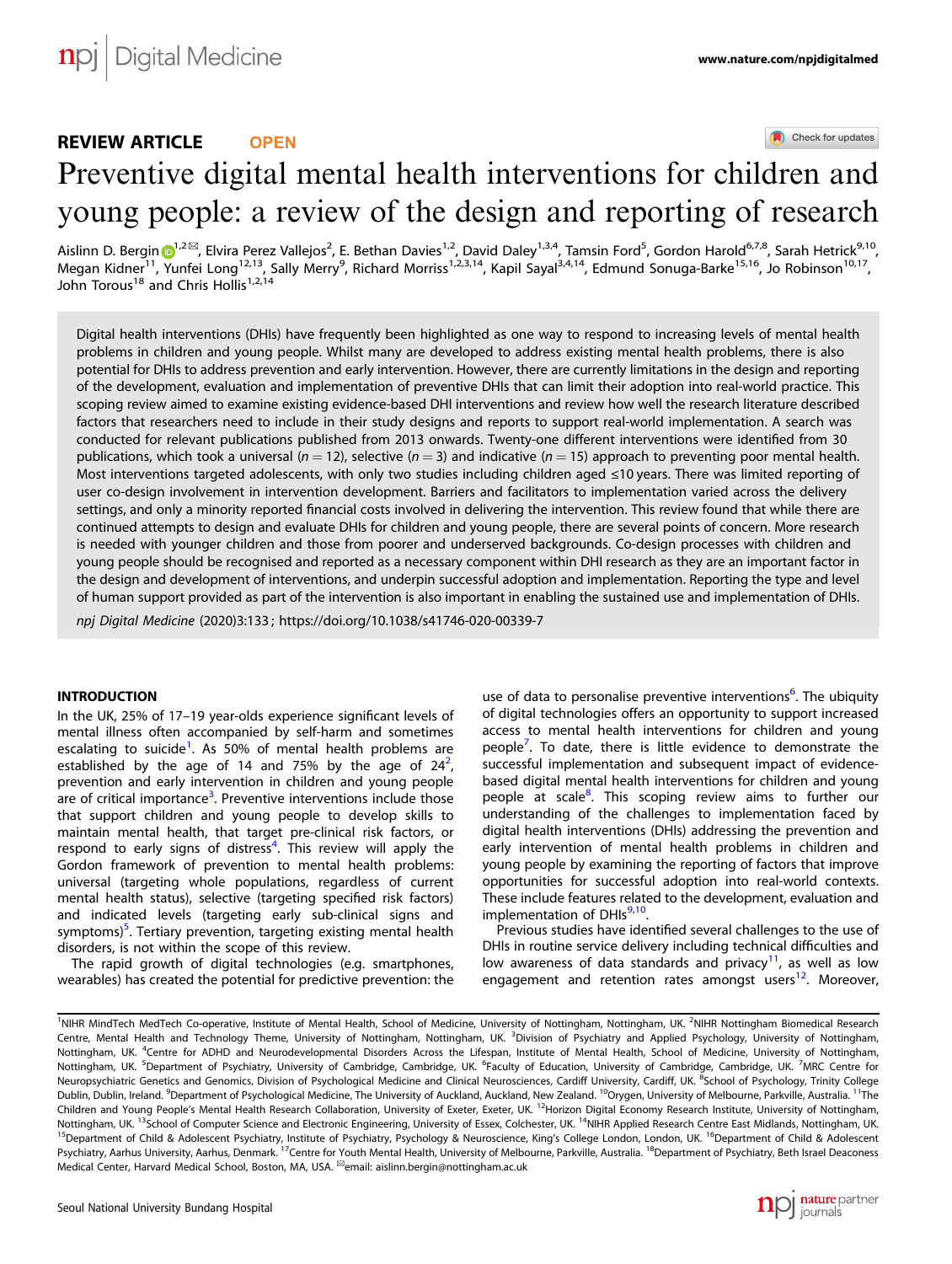## REVIEW ARTICLE OPEN

# Preventive digital mental health interventions for children and young people: a review of the design and reporting of research

Aislinn D. Bergin[1,2], Elvira Perez Vallejos[2], E. Bethan Davies[1,2], David Daley[1,3,4], Tamsin Ford[5], Gordon Harold[6,7,8], Sarah Hetrick[9,10], Megan Kidner[11], Yunfei Long[12,13], Sally Merry[9], Richard Morriss[1,2,3,14], Kapil Sayal[3,4,14], Edmund Sonuga-Barke[15,16], Jo Robinson[10,17], John Torous[18] and Chris Hollis[1,2,14]

Digital health interventions (DHIs) have frequently been highlighted as one way to respond to increasing levels of mental health problems in children and young people. Whilst many are developed to address existing mental health problems, there is also potential for DHIs to address prevention and early intervention. However, there are currently limitations in the design and reporting of the development, evaluation and implementation of preventive DHIs that can limit their adoption into real-world practice. This scoping review aimed to examine existing evidence-based DHI interventions and review how well the research literature described factors that researchers need to include in their study designs and reports to support real-world implementation. A search was conducted for relevant publications published from 2013 onwards. Twenty-one different interventions were identified from 30 publications, which took a universal ($n = 12$), selective ($n = 3$) and indicative ($n = 15$) approach to preventing poor mental health. Most interventions targeted adolescents, with only two studies including children aged ≤10 years. There was limited reporting of user co-design involvement in intervention development. Barriers and facilitators to implementation varied across the delivery settings, and only a minority reported financial costs involved in delivering the intervention. This review found that while there are continued attempts to design and evaluate DHIs for children and young people, there are several points of concern. More research is needed with younger children and those from poorer and underserved backgrounds. Co-design processes with children and young people should be recognised and reported as a necessary component within DHI research as they are an important factor in the design and development of interventions, and underpin successful adoption and implementation. Reporting the type and level of human support provided as part of the intervention is also important in enabling the sustained use and implementation of DHIs.

*npj Digital Medicine* (2020)3:133 ; https://doi.org/10.1038/s41746-020-00339-7

## INTRODUCTION

In the UK, 25% of 17–19 year-olds experience significant levels of mental illness often accompanied by self-harm and sometimes escalating to suicide[1]. As 50% of mental health problems are established by the age of 14 and 75% by the age of 24[2], prevention and early intervention in children and young people are of critical importance[3]. Preventive interventions include those that support children and young people to develop skills to maintain mental health, that target pre-clinical risk factors, or respond to early signs of distress[4]. This review will apply the Gordon framework of prevention to mental health problems: universal (targeting whole populations, regardless of current mental health status), selective (targeting specified risk factors) and indicated levels (targeting early sub-clinical signs and symptoms)[5]. Tertiary prevention, targeting existing mental health disorders, is not within the scope of this review.

The rapid growth of digital technologies (e.g. smartphones, wearables) has created the potential for predictive prevention: the use of data to personalise preventive interventions[6]. The ubiquity of digital technologies offers an opportunity to support increased access to mental health interventions for children and young people[7]. To date, there is little evidence to demonstrate the successful implementation and subsequent impact of evidence-based digital mental health interventions for children and young people at scale[8]. This scoping review aims to further our understanding of the challenges to implementation faced by digital health interventions (DHIs) addressing the prevention and early intervention of mental health problems in children and young people by examining the reporting of factors that improve opportunities for successful adoption into real-world contexts. These include features related to the development, evaluation and implementation of DHIs[9,10].

Previous studies have identified several challenges to the use of DHIs in routine service delivery including technical difficulties and low awareness of data standards and privacy[11], as well as low engagement and retention rates amongst users[12]. Moreover,

[1]NIHR MindTech MedTech Co-operative, Institute of Mental Health, School of Medicine, University of Nottingham, Nottingham, UK. [2]NIHR Nottingham Biomedical Research Centre, Mental Health and Technology Theme, University of Nottingham, Nottingham, UK. [3]Division of Psychiatry and Applied Psychology, University of Nottingham, Nottingham, UK. [4]Centre for ADHD and Neurodevelopmental Disorders Across the Lifespan, Institute of Mental Health, School of Medicine, University of Nottingham, Nottingham, UK. [5]Department of Psychiatry, University of Cambridge, Cambridge, UK. [6]Faculty of Education, University of Cambridge, Cambridge, UK. [7]MRC Centre for Neuropsychiatric Genetics and Genomics, Division of Psychological Medicine and Clinical Neurosciences, Cardiff University, Cardiff, UK. [8]School of Psychology, Trinity College Dublin, Dublin, Ireland. [9]Department of Psychological Medicine, The University of Auckland, Auckland, New Zealand. [10]Orygen, University of Melbourne, Parkville, Australia. [11]The Children and Young People's Mental Health Research Collaboration, University of Exeter, Exeter, UK. [12]Horizon Digital Economy Research Institute, University of Nottingham, Nottingham, UK. [13]School of Computer Science and Electronic Engineering, University of Essex, Colchester, UK. [14]NIHR Applied Research Centre East Midlands, Nottingham, UK. [15]Department of Child & Adolescent Psychiatry, Institute of Psychiatry, Psychology & Neuroscience, King's College London, London, UK. [16]Department of Child & Adolescent Psychiatry, Aarhus University, Aarhus, Denmark. [17]Centre for Youth Mental Health, University of Melbourne, Parkville, Australia. [18]Department of Psychiatry, Beth Israel Deaconess Medical Center, Harvard Medical School, Boston, MA, USA. email: aislinn.bergin@nottingham.ac.uk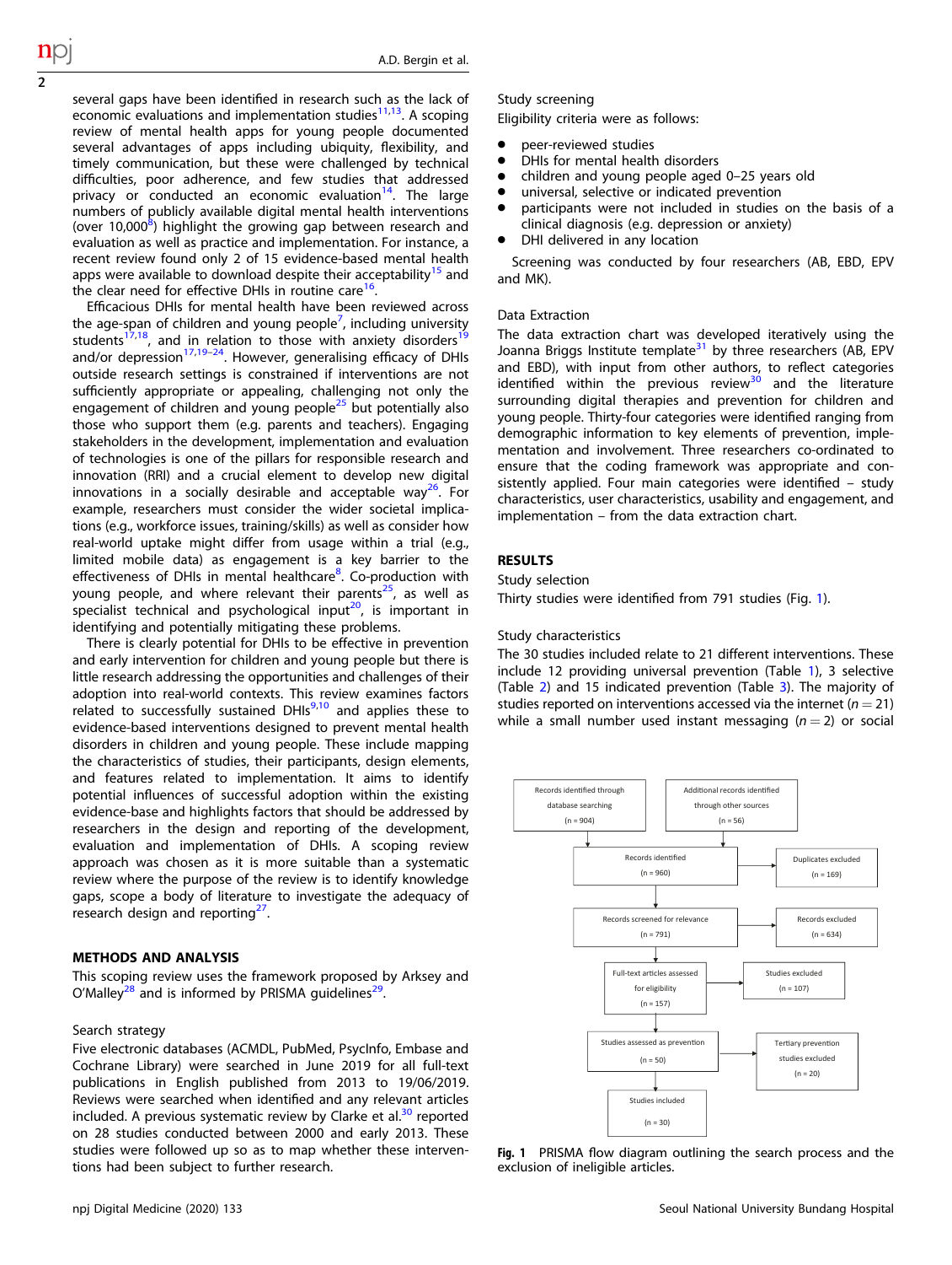several gaps have been identified in research such as the lack of economic evaluations and implementation studies[11,13]. A scoping review of mental health apps for young people documented several advantages of apps including ubiquity, flexibility, and timely communication, but these were challenged by technical difficulties, poor adherence, and few studies that addressed privacy or conducted an economic evaluation[14]. The large numbers of publicly available digital mental health interventions (over 10,000[8]) highlight the growing gap between research and evaluation as well as practice and implementation. For instance, a recent review found only 2 of 15 evidence-based mental health apps were available to download despite their acceptability[15] and the clear need for effective DHIs in routine care[16].

Efficacious DHIs for mental health have been reviewed across the age-span of children and young people[7], including university students[17,18], and in relation to those with anxiety disorders[19] and/or depression[17,19–24]. However, generalising efficacy of DHIs outside research settings is constrained if interventions are not sufficiently appropriate or appealing, challenging not only the engagement of children and young people[25] but potentially also those who support them (e.g. parents and teachers). Engaging stakeholders in the development, implementation and evaluation of technologies is one of the pillars for responsible research and innovation (RRI) and a crucial element to develop new digital innovations in a socially desirable and acceptable way[26]. For example, researchers must consider the wider societal implications (e.g., workforce issues, training/skills) as well as consider how real-world uptake might differ from usage within a trial (e.g., limited mobile data) as engagement is a key barrier to the effectiveness of DHIs in mental healthcare[8]. Co-production with young people, and where relevant their parents[25], as well as specialist technical and psychological input[20], is important in identifying and potentially mitigating these problems.

There is clearly potential for DHIs to be effective in prevention and early intervention for children and young people but there is little research addressing the opportunities and challenges of their adoption into real-world contexts. This review examines factors related to successfully sustained DHIs[9,10] and applies these to evidence-based interventions designed to prevent mental health disorders in children and young people. These include mapping the characteristics of studies, their participants, design elements, and features related to implementation. It aims to identify potential influences of successful adoption within the existing evidence-base and highlights factors that should be addressed by researchers in the design and reporting of the development, evaluation and implementation of DHIs. A scoping review approach was chosen as it is more suitable than a systematic review where the purpose of the review is to identify knowledge gaps, scope a body of literature to investigate the adequacy of research design and reporting[27].

## METHODS AND ANALYSIS

This scoping review uses the framework proposed by Arksey and O'Malley[28] and is informed by PRISMA guidelines[29].

### Search strategy

Five electronic databases (ACMDL, PubMed, PsycInfo, Embase and Cochrane Library) were searched in June 2019 for all full-text publications in English published from 2013 to 19/06/2019. Reviews were searched when identified and any relevant articles included. A previous systematic review by Clarke et al.[30] reported on 28 studies conducted between 2000 and early 2013. These studies were followed up so as to map whether these interventions had been subject to further research.

### Study screening

Eligibility criteria were as follows:

- peer-reviewed studies
- DHIs for mental health disorders
- children and young people aged 0–25 years old
- universal, selective or indicated prevention
- participants were not included in studies on the basis of a clinical diagnosis (e.g. depression or anxiety)
- DHI delivered in any location

Screening was conducted by four researchers (AB, EBD, EPV and MK).

### Data Extraction

The data extraction chart was developed iteratively using the Joanna Briggs Institute template[31] by three researchers (AB, EPV and EBD), with input from other authors, to reflect categories identified within the previous review[30] and the literature surrounding digital therapies and prevention for children and young people. Thirty-four categories were identified ranging from demographic information to key elements of prevention, implementation and involvement. Three researchers co-ordinated to ensure that the coding framework was appropriate and consistently applied. Four main categories were identified – study characteristics, user characteristics, usability and engagement, and implementation – from the data extraction chart.

## RESULTS

### Study selection

Thirty studies were identified from 791 studies (Fig. 1).

### Study characteristics

The 30 studies included relate to 21 different interventions. These include 12 providing universal prevention (Table 1), 3 selective (Table 2) and 15 indicated prevention (Table 3). The majority of studies reported on interventions accessed via the internet ($n = 21$) while a small number used instant messaging ($n = 2$) or social

Records identified through database searching (n = 904)
Additional records identified through other sources (n = 56)
Records identified (n = 960) → Duplicates excluded (n = 169)
Records screened for relevance (n = 791) → Records excluded (n = 634)
Full-text articles assessed for eligibility (n = 157) → Studies excluded (n = 107)
Studies assessed as prevention (n = 50) → Tertiary prevention studies excluded (n = 20)
Studies included (n = 30)

**Fig. 1** PRISMA flow diagram outlining the search process and the exclusion of ineligible articles.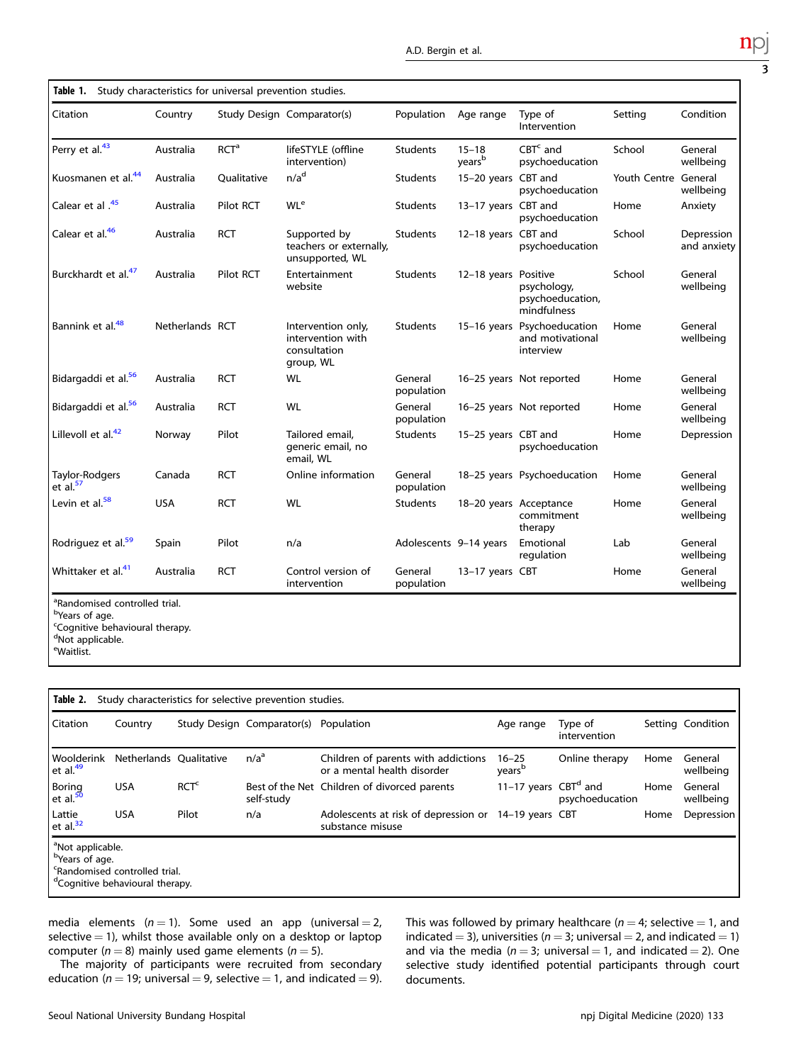**Table 1.** Study characteristics for universal prevention studies.

| Citation | Country | Study Design | Comparator(s) | Population | Age range | Type of Intervention | Setting | Condition |
|---|---|---|---|---|---|---|---|---|
| Perry et al.[43] | Australia | RCT[a] | lifeSTYLE (offline intervention) | Students | 15–18 years[b] | CBT[c] and psychoeducation | School | General wellbeing |
| Kuosmanen et al.[44] | Australia | Qualitative | n/a[d] | Students | 15–20 years | CBT and psychoeducation | Youth Centre | General wellbeing |
| Calear et al .[45] | Australia | Pilot RCT | WL[e] | Students | 13–17 years | CBT and psychoeducation | Home | Anxiety |
| Calear et al.[46] | Australia | RCT | Supported by teachers or externally, unsupported, WL | Students | 12–18 years | CBT and psychoeducation | School | Depression and anxiety |
| Burckhardt et al.[47] | Australia | Pilot RCT | Entertainment website | Students | 12–18 years | Positive psychology, psychoeducation, mindfulness | School | General wellbeing |
| Bannink et al.[48] | Netherlands | RCT | Intervention only, intervention with consultation group, WL | Students | 15–16 years | Psychoeducation and motivational interview | Home | General wellbeing |
| Bidargaddi et al.[56] | Australia | RCT | WL | General population | 16–25 years | Not reported | Home | General wellbeing |
| Bidargaddi et al.[56] | Australia | RCT | WL | General population | 16–25 years | Not reported | Home | General wellbeing |
| Lillevoll et al.[42] | Norway | Pilot | Tailored email, generic email, no email, WL | Students | 15–25 years | CBT and psychoeducation | Home | Depression |
| Taylor-Rodgers et al.[57] | Canada | RCT | Online information | General population | 18–25 years | Psychoeducation | Home | General wellbeing |
| Levin et al.[58] | USA | RCT | WL | Students | 18–20 years | Acceptance commitment therapy | Home | General wellbeing |
| Rodriguez et al.[59] | Spain | Pilot | n/a | Adolescents | 9–14 years | Emotional regulation | Lab | General wellbeing |
| Whittaker et al.[41] | Australia | RCT | Control version of intervention | General population | 13–17 years | CBT | Home | General wellbeing |

[a]Randomised controlled trial.
[b]Years of age.
[c]Cognitive behavioural therapy.
[d]Not applicable.
[e]Waitlist.

**Table 2.** Study characteristics for selective prevention studies.

| Citation | Country | Study Design | Comparator(s) | Population | Age range | Type of intervention | Setting | Condition |
|---|---|---|---|---|---|---|---|---|
| Woolderink et al.[49] | Netherlands | Qualitative | n/a[a] | Children of parents with addictions or a mental health disorder | 16–25 years[b] | Online therapy | Home | General wellbeing |
| Boring et al.[50] | USA | RCT[c] | Best of the Net self-study | Children of divorced parents | 11–17 years | CBT[d] and psychoeducation | Home | General wellbeing |
| Lattie et al.[32] | USA | Pilot | n/a | Adolescents at risk of depression or substance misuse | 14–19 years | CBT | Home | Depression |

[a]Not applicable.
[b]Years of age.
[c]Randomised controlled trial.
[d]Cognitive behavioural therapy.

media elements ($n = 1$). Some used an app (universal = 2, selective = 1), whilst those available only on a desktop or laptop computer ($n = 8$) mainly used game elements ($n = 5$).

The majority of participants were recruited from secondary education ($n = 19$; universal = 9, selective = 1, and indicated = 9). This was followed by primary healthcare ($n = 4$; selective = 1, and indicated = 3), universities ($n = 3$; universal = 2, and indicated = 1) and via the media ($n = 3$; universal = 1, and indicated = 2). One selective study identified potential participants through court documents.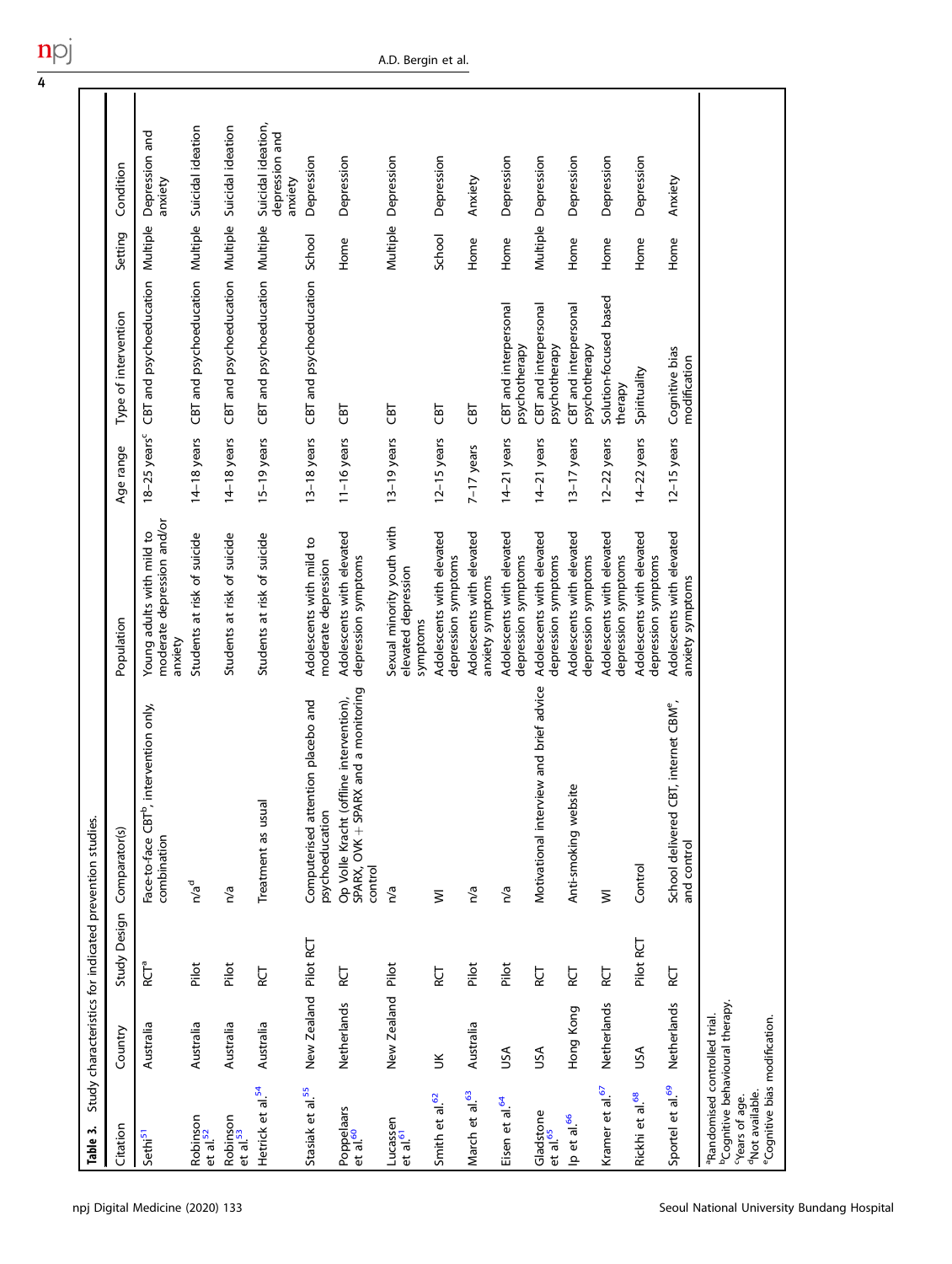**Table 3.** Study characteristics for indicated prevention studies.

| Citation | Country | Study Design | Comparator(s) | Population | Age range | Type of intervention | Setting | Condition |
|---|---|---|---|---|---|---|---|---|
| Sethi[51] | Australia | RCT[a] | Face-to-face CBT[b], intervention only, combination | Young adults with mild to moderate depression and/or anxiety | 18–25 years[c] | CBT and psychoeducation | Multiple | Depression and anxiety |
| Robinson et al.[52] | Australia | Pilot | n/a[d] | Students at risk of suicide | 14–18 years | CBT and psychoeducation | Multiple | Suicidal ideation |
| Robinson et al.[53] | Australia | Pilot | n/a | Students at risk of suicide | 14–18 years | CBT and psychoeducation | Multiple | Suicidal ideation |
| Hetrick et al.[54] | Australia | RCT | Treatment as usual | Students at risk of suicide | 15–19 years | CBT and psychoeducation | Multiple | Suicidal ideation, depression and anxiety |
| Stasiak et al.[55] | New Zealand | Pilot RCT | Computerised attention placebo and psychoeducation | Adolescents with mild to moderate depression | 13–18 years | CBT and psychoeducation | School | Depression |
| Poppelaars et al.[60] | Netherlands | RCT | Op Volle Kracht (offline intervention), SPARX, OVK + SPARX and a monitoring control | Adolescents with elevated depression symptoms | 11–16 years | CBT | Home | Depression |
| Lucassen et al.[61] | New Zealand | Pilot | n/a | Sexual minority youth with elevated depression symptoms | 13–19 years | CBT | Multiple | Depression |
| Smith et al.[62] | UK | RCT | WI | Adolescents with elevated depression symptoms | 12–15 years | CBT | School | Depression |
| March et al.[63] | Australia | Pilot | n/a | Adolescents with elevated anxiety symptoms | 7–17 years | CBT | Home | Anxiety |
| Eisen et al.[64] | USA | Pilot | n/a | Adolescents with elevated depression symptoms | 14–21 years | CBT and interpersonal psychotherapy | Home | Depression |
| Gladstone et al.[65] | USA | RCT | Motivational interview and brief advice | Adolescents with elevated depression symptoms | 14–21 years | CBT and interpersonal psychotherapy | Multiple | Depression |
| Ip et al.[66] | Hong Kong | RCT | Anti-smoking website | Adolescents with elevated depression symptoms | 13–17 years | CBT and interpersonal psychotherapy | Home | Depression |
| Kramer et al.[67] | Netherlands | RCT | WI | Adolescents with elevated depression symptoms | 12–22 years | Solution-focused based therapy | Home | Depression |
| Rickhi et al.[68] | USA | Pilot RCT | Control | Adolescents with elevated depression symptoms | 14–22 years | Spirituality | Home | Depression |
| Sportel et al.[69] | Netherlands | RCT | School delivered CBT, internet CBM[e], and control | Adolescents with elevated anxiety symptoms | 12–15 years | Cognitive bias modification | Home | Anxiety |

[a]Randomised controlled trial.
[b]Cognitive behavioural therapy.
[c]Years of age.
[d]Not available.
[e]Cognitive bias modification.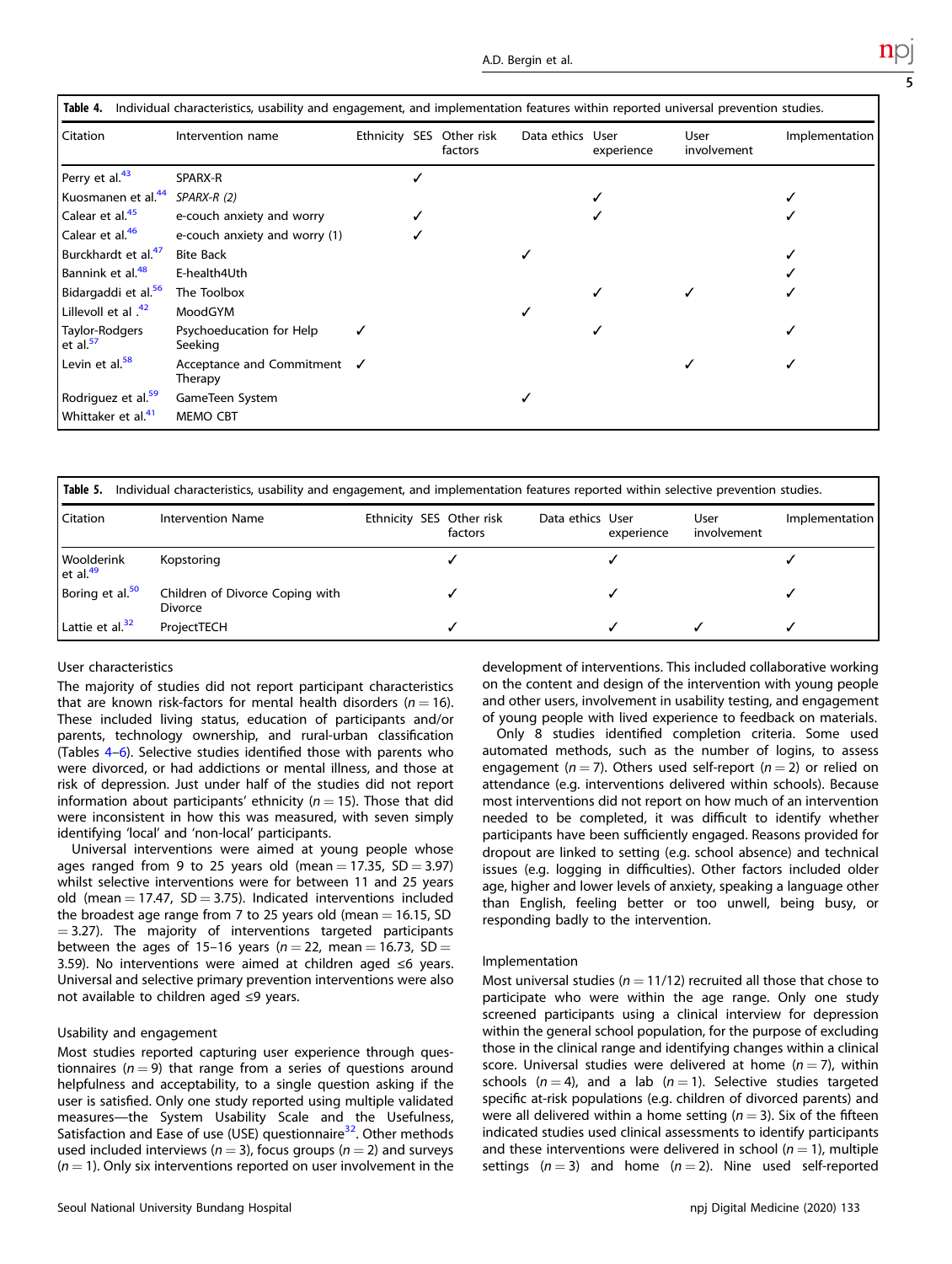**Table 4.** Individual characteristics, usability and engagement, and implementation features within reported universal prevention studies.

| Citation | Intervention name | Ethnicity | SES | Other risk factors | Data ethics | User experience | User involvement | Implementation |
|---|---|---|---|---|---|---|---|---|
| Perry et al.[43] | SPARX-R | | ✓ | | | | | |
| Kuosmanen et al.[44] | *SPARX-R (2)* | | | | | ✓ | | ✓ |
| Calear et al.[45] | e-couch anxiety and worry | | ✓ | | | ✓ | | ✓ |
| Calear et al.[46] | e-couch anxiety and worry (1) | | ✓ | | | | | |
| Burckhardt et al.[47] | Bite Back | | | | ✓ | | | ✓ |
| Bannink et al.[48] | E-health4Uth | | | | | | | ✓ |
| Bidargaddi et al.[56] | The Toolbox | | | | | ✓ | ✓ | ✓ |
| Lillevoll et al .[42] | MoodGYM | | | | ✓ | | | |
| Taylor-Rodgers et al.[57] | Psychoeducation for Help Seeking | ✓ | | | | ✓ | | ✓ |
| Levin et al.[58] | Acceptance and Commitment Therapy | ✓ | | | | | ✓ | ✓ |
| Rodriguez et al.[59] | GameTeen System | | | | ✓ | | | |
| Whittaker et al.[41] | MEMO CBT | | | | | | | |

**Table 5.** Individual characteristics, usability and engagement, and implementation features reported within selective prevention studies.

| Citation | Intervention Name | Ethnicity | SES | Other risk factors | Data ethics | User experience | User involvement | Implementation |
|---|---|---|---|---|---|---|---|---|
| Wooldering et al.[49] | Kopstoring | | | ✓ | | ✓ | | ✓ |
| Boring et al.[50] | Children of Divorce Coping with Divorce | | | ✓ | | ✓ | | ✓ |
| Lattie et al.[32] | ProjectTECH | | | ✓ | | ✓ | ✓ | ✓ |

### User characteristics

The majority of studies did not report participant characteristics that are known risk-factors for mental health disorders ($n = 16$). These included living status, education of participants and/or parents, technology ownership, and rural-urban classification (Tables 4–6). Selective studies identified those with parents who were divorced, or had addictions or mental illness, and those at risk of depression. Just under half of the studies did not report information about participants' ethnicity ($n = 15$). Those that did were inconsistent in how this was measured, with seven simply identifying 'local' and 'non-local' participants.

Universal interventions were aimed at young people whose ages ranged from 9 to 25 years old (mean = 17.35, SD = 3.97) whilst selective interventions were for between 11 and 25 years old (mean = 17.47, SD = 3.75). Indicated interventions included the broadest age range from 7 to 25 years old (mean = 16.15, SD = 3.27). The majority of interventions targeted participants between the ages of 15–16 years ($n = 22$, mean = 16.73, SD = 3.59). No interventions were aimed at children aged ≤6 years. Universal and selective primary prevention interventions were also not available to children aged ≤9 years.

### Usability and engagement

Most studies reported capturing user experience through questionnaires ($n = 9$) that range from a series of questions around helpfulness and acceptability, to a single question asking if the user is satisfied. Only one study reported using multiple validated measures—the System Usability Scale and the Usefulness, Satisfaction and Ease of use (USE) questionnaire[32]. Other methods used included interviews ($n = 3$), focus groups ($n = 2$) and surveys ($n = 1$). Only six interventions reported on user involvement in the development of interventions. This included collaborative working on the content and design of the intervention with young people and other users, involvement in usability testing, and engagement of young people with lived experience to feedback on materials.

Only 8 studies identified completion criteria. Some used automated methods, such as the number of logins, to assess engagement ($n = 7$). Others used self-report ($n = 2$) or relied on attendance (e.g. interventions delivered within schools). Because most interventions did not report on how much of an intervention needed to be completed, it was difficult to identify whether participants have been sufficiently engaged. Reasons provided for dropout are linked to setting (e.g. school absence) and technical issues (e.g. logging in difficulties). Other factors included older age, higher and lower levels of anxiety, speaking a language other than English, feeling better or too unwell, being busy, or responding badly to the intervention.

### Implementation

Most universal studies ($n = 11/12$) recruited all those that chose to participate who were within the age range. Only one study screened participants using a clinical interview for depression within the general school population, for the purpose of excluding those in the clinical range and identifying changes within a clinical score. Universal studies were delivered at home ($n = 7$), within schools ($n = 4$), and a lab ($n = 1$). Selective studies targeted specific at-risk populations (e.g. children of divorced parents) and were all delivered within a home setting ($n = 3$). Six of the fifteen indicated studies used clinical assessments to identify participants and these interventions were delivered in school ($n = 1$), multiple settings ($n = 3$) and home ($n = 2$). Nine used self-reported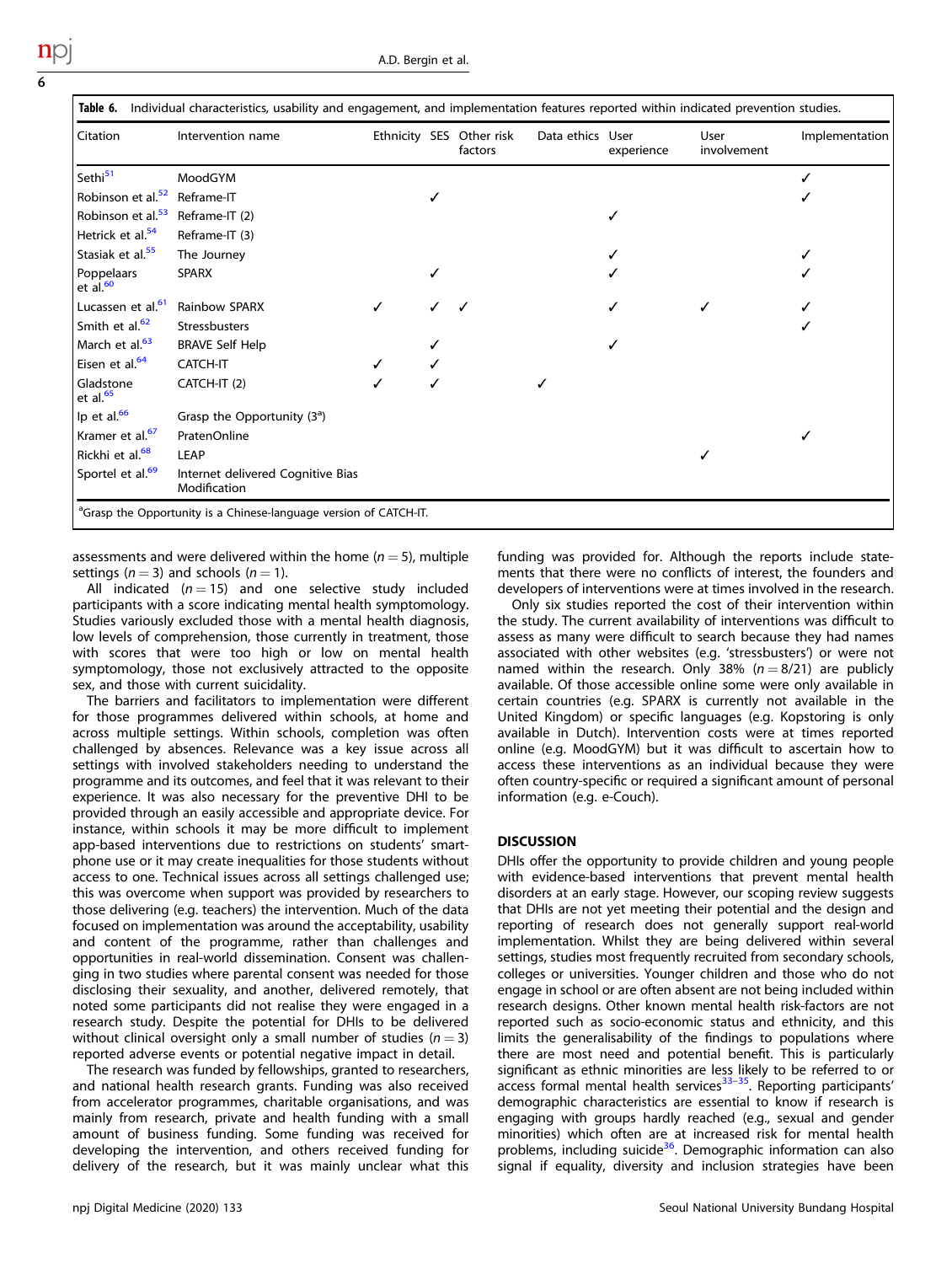**Table 6.** Individual characteristics, usability and engagement, and implementation features reported within indicated prevention studies.

| Citation | Intervention name | Ethnicity | SES | Other risk factors | Data ethics | User experience | User involvement | Implementation |
|---|---|---|---|---|---|---|---|---|
| Sethi[51] | MoodGYM | | | | | | | ✓ |
| Robinson et al.[52] | Reframe-IT | | ✓ | | | | | ✓ |
| Robinson et al.[53] | Reframe-IT (2) | | | | | ✓ | | |
| Hetrick et al.[54] | Reframe-IT (3) | | | | | | | |
| Stasiak et al.[55] | The Journey | | | | | ✓ | | ✓ |
| Poppelaars et al.[60] | SPARX | | ✓ | | | ✓ | | ✓ |
| Lucassen et al.[61] | Rainbow SPARX | ✓ | ✓ | ✓ | | ✓ | ✓ | ✓ |
| Smith et al.[62] | Stressbusters | | | | | | | ✓ |
| March et al.[63] | BRAVE Self Help | | ✓ | | | ✓ | | |
| Eisen et al.[64] | CATCH-IT | ✓ | ✓ | | | | | |
| Gladstone et al.[65] | CATCH-IT (2) | ✓ | ✓ | | ✓ | | | |
| Ip et al.[66] | Grasp the Opportunity (3[a]) | | | | | | | |
| Kramer et al.[67] | PratenOnline | | | | | | | ✓ |
| Rickhi et al.[68] | LEAP | | | | | | ✓ | |
| Sportel et al.[69] | Internet delivered Cognitive Bias Modification | | | | | | | |

[a]Grasp the Opportunity is a Chinese-language version of CATCH-IT.

assessments and were delivered within the home ($n = 5$), multiple settings ($n = 3$) and schools ($n = 1$).

All indicated ($n = 15$) and one selective study included participants with a score indicating mental health symptomology. Studies variously excluded those with a mental health diagnosis, low levels of comprehension, those currently in treatment, those with scores that were too high or low on mental health symptomology, those not exclusively attracted to the opposite sex, and those with current suicidality.

The barriers and facilitators to implementation were different for those programmes delivered within schools, at home and across multiple settings. Within schools, completion was often challenged by absences. Relevance was a key issue across all settings with involved stakeholders needing to understand the programme and its outcomes, and feel that it was relevant to their experience. It was also necessary for the preventive DHI to be provided through an easily accessible and appropriate device. For instance, within schools it may be more difficult to implement app-based interventions due to restrictions on students' smartphone use or it may create inequalities for those students without access to one. Technical issues across all settings challenged use; this was overcome when support was provided by researchers to those delivering (e.g. teachers) the intervention. Much of the data focused on implementation was around the acceptability, usability and content of the programme, rather than challenges and opportunities in real-world dissemination. Consent was challenging in two studies where parental consent was needed for those disclosing their sexuality, and another, delivered remotely, that noted some participants did not realise they were engaged in a research study. Despite the potential for DHIs to be delivered without clinical oversight only a small number of studies ($n = 3$) reported adverse events or potential negative impact in detail.

The research was funded by fellowships, granted to researchers, and national health research grants. Funding was also received from accelerator programmes, charitable organisations, and was mainly from research, private and health funding with a small amount of business funding. Some funding was received for developing the intervention, and others received funding for delivery of the research, but it was mainly unclear what this funding was provided for. Although the reports include statements that there were no conflicts of interest, the founders and developers of interventions were at times involved in the research.

Only six studies reported the cost of their intervention within the study. The current availability of interventions was difficult to assess as many were difficult to search because they had names associated with other websites (e.g. 'stressbusters') or were not named within the research. Only 38% ($n = 8/21$) are publicly available. Of those accessible online some were only available in certain countries (e.g. SPARX is currently not available in the United Kingdom) or specific languages (e.g. Kopstoring is only available in Dutch). Intervention costs were at times reported online (e.g. MoodGYM) but it was difficult to ascertain how to access these interventions as an individual because they were often country-specific or required a significant amount of personal information (e.g. e-Couch).

## DISCUSSION

DHIs offer the opportunity to provide children and young people with evidence-based interventions that prevent mental health disorders at an early stage. However, our scoping review suggests that DHIs are not yet meeting their potential and the design and reporting of research does not generally support real-world implementation. Whilst they are being delivered within several settings, studies most frequently recruited from secondary schools, colleges or universities. Younger children and those who do not engage in school or are often absent are not being included within research designs. Other known mental health risk-factors are not reported such as socio-economic status and ethnicity, and this limits the generalisability of the findings to populations where there are most need and potential benefit. This is particularly significant as ethnic minorities are less likely to be referred to or access formal mental health services[33–35]. Reporting participants' demographic characteristics are essential to know if research is engaging with groups hardly reached (e.g., sexual and gender minorities) which often are at increased risk for mental health problems, including suicide[36]. Demographic information can also signal if equality, diversity and inclusion strategies have been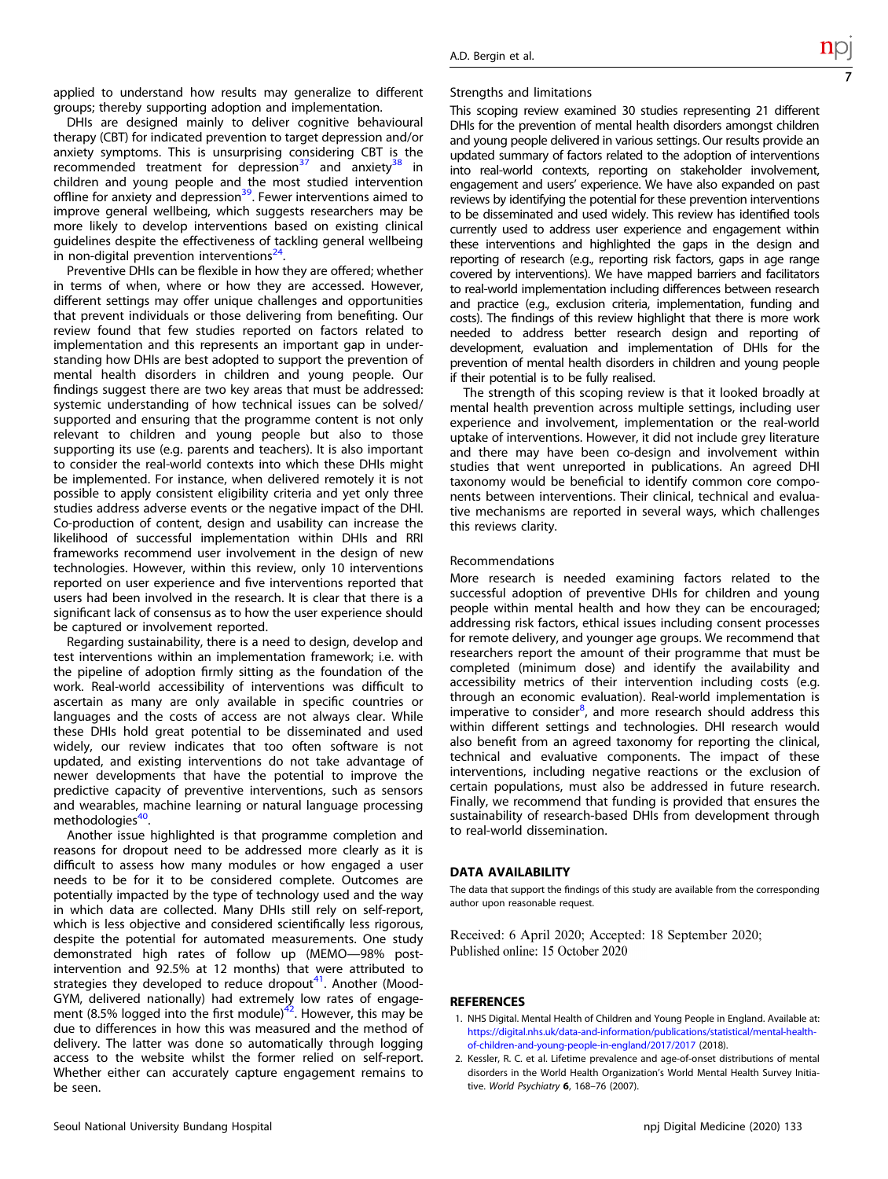applied to understand how results may generalize to different groups; thereby supporting adoption and implementation.

DHIs are designed mainly to deliver cognitive behavioural therapy (CBT) for indicated prevention to target depression and/or anxiety symptoms. This is unsurprising considering CBT is the recommended treatment for depression[37] and anxiety[38] in children and young people and the most studied intervention offline for anxiety and depression[39]. Fewer interventions aimed to improve general wellbeing, which suggests researchers may be more likely to develop interventions based on existing clinical guidelines despite the effectiveness of tackling general wellbeing in non-digital prevention interventions[24].

Preventive DHIs can be flexible in how they are offered; whether in terms of when, where or how they are accessed. However, different settings may offer unique challenges and opportunities that prevent individuals or those delivering from benefiting. Our review found that few studies reported on factors related to implementation and this represents an important gap in understanding how DHIs are best adopted to support the prevention of mental health disorders in children and young people. Our findings suggest there are two key areas that must be addressed: systemic understanding of how technical issues can be solved/supported and ensuring that the programme content is not only relevant to children and young people but also to those supporting its use (e.g. parents and teachers). It is also important to consider the real-world contexts into which these DHIs might be implemented. For instance, when delivered remotely it is not possible to apply consistent eligibility criteria and yet only three studies address adverse events or the negative impact of the DHI. Co-production of content, design and usability can increase the likelihood of successful implementation within DHIs and RRI frameworks recommend user involvement in the design of new technologies. However, within this review, only 10 interventions reported on user experience and five interventions reported that users had been involved in the research. It is clear that there is a significant lack of consensus as to how the user experience should be captured or involvement reported.

Regarding sustainability, there is a need to design, develop and test interventions within an implementation framework; i.e. with the pipeline of adoption firmly sitting as the foundation of the work. Real-world accessibility of interventions was difficult to ascertain as many are only available in specific countries or languages and the costs of access are not always clear. While these DHIs hold great potential to be disseminated and used widely, our review indicates that too often software is not updated, and existing interventions do not take advantage of newer developments that have the potential to improve the predictive capacity of preventive interventions, such as sensors and wearables, machine learning or natural language processing methodologies[40].

Another issue highlighted is that programme completion and reasons for dropout need to be addressed more clearly as it is difficult to assess how many modules or how engaged a user needs to be for it to be considered complete. Outcomes are potentially impacted by the type of technology used and the way in which data are collected. Many DHIs still rely on self-report, which is less objective and considered scientifically less rigorous, despite the potential for automated measurements. One study demonstrated high rates of follow up (MEMO—98% post-intervention and 92.5% at 12 months) that were attributed to strategies they developed to reduce dropout[41]. Another (MoodGYM, delivered nationally) had extremely low rates of engagement (8.5% logged into the first module)[42]. However, this may be due to differences in how this was measured and the method of delivery. The latter was done so automatically through logging access to the website whilst the former relied on self-report. Whether either can accurately capture engagement remains to be seen.

### Strengths and limitations

This scoping review examined 30 studies representing 21 different DHIs for the prevention of mental health disorders amongst children and young people delivered in various settings. Our results provide an updated summary of factors related to the adoption of interventions into real-world contexts, reporting on stakeholder involvement, engagement and users' experience. We have also expanded on past reviews by identifying the potential for these prevention interventions to be disseminated and used widely. This review has identified tools currently used to address user experience and engagement within these interventions and highlighted the gaps in the design and reporting of research (e.g., reporting risk factors, gaps in age range covered by interventions). We have mapped barriers and facilitators to real-world implementation including differences between research and practice (e.g., exclusion criteria, implementation, funding and costs). The findings of this review highlight that there is more work needed to address better research design and reporting of development, evaluation and implementation of DHIs for the prevention of mental health disorders in children and young people if their potential is to be fully realised.

The strength of this scoping review is that it looked broadly at mental health prevention across multiple settings, including user experience and involvement, implementation or the real-world uptake of interventions. However, it did not include grey literature and there may have been co-design and involvement within studies that went unreported in publications. An agreed DHI taxonomy would be beneficial to identify common core components between interventions. Their clinical, technical and evaluative mechanisms are reported in several ways, which challenges this reviews clarity.

### Recommendations

More research is needed examining factors related to the successful adoption of preventive DHIs for children and young people within mental health and how they can be encouraged; addressing risk factors, ethical issues including consent processes for remote delivery, and younger age groups. We recommend that researchers report the amount of their programme that must be completed (minimum dose) and identify the availability and accessibility metrics of their intervention including costs (e.g. through an economic evaluation). Real-world implementation is imperative to consider[8], and more research should address this within different settings and technologies. DHI research would also benefit from an agreed taxonomy for reporting the clinical, technical and evaluative components. The impact of these interventions, including negative reactions or the exclusion of certain populations, must also be addressed in future research. Finally, we recommend that funding is provided that ensures the sustainability of research-based DHIs from development through to real-world dissemination.

## DATA AVAILABILITY

The data that support the findings of this study are available from the corresponding author upon reasonable request.

Received: 6 April 2020; Accepted: 18 September 2020;
Published online: 15 October 2020

## REFERENCES

1. NHS Digital. Mental Health of Children and Young People in England. Available at: https://digital.nhs.uk/data-and-information/publications/statistical/mental-health-of-children-and-young-people-in-england/2017/2017 (2018).
2. Kessler, R. C. et al. Lifetime prevalence and age-of-onset distributions of mental disorders in the World Health Organization's World Mental Health Survey Initiative. *World Psychiatry* **6**, 168–76 (2007).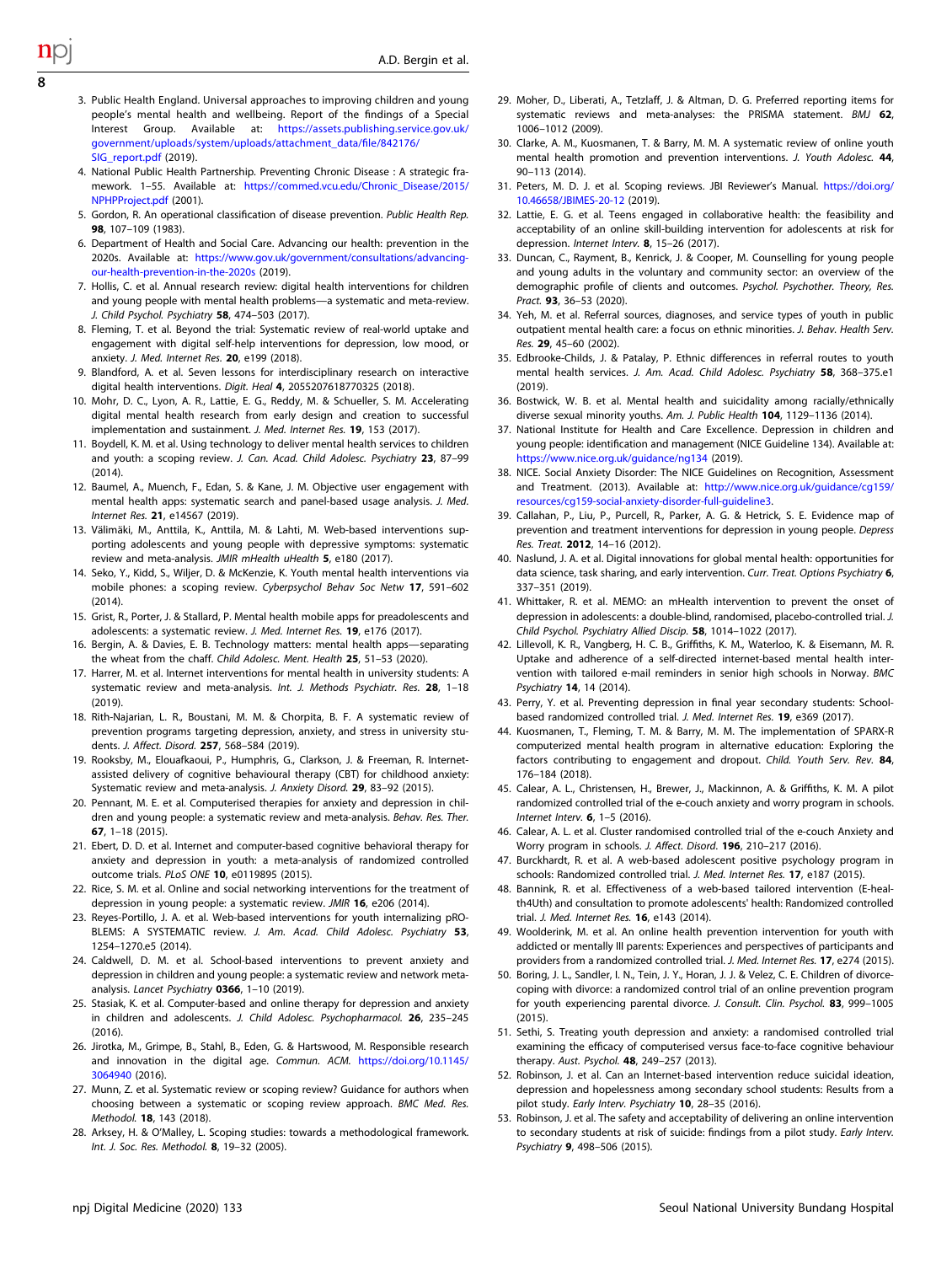3. Public Health England. Universal approaches to improving children and young people's mental health and wellbeing. Report of the findings of a Special Interest Group. Available at: https://assets.publishing.service.gov.uk/government/uploads/system/uploads/attachment_data/file/842176/SIG_report.pdf (2019).
4. National Public Health Partnership. Preventing Chronic Disease : A strategic framework. 1–55. Available at: https://commed.vcu.edu/Chronic_Disease/2015/NPHPProject.pdf (2001).
5. Gordon, R. An operational classification of disease prevention. *Public Health Rep.* **98**, 107–109 (1983).
6. Department of Health and Social Care. Advancing our health: prevention in the 2020s. Available at: https://www.gov.uk/government/consultations/advancing-our-health-prevention-in-the-2020s (2019).
7. Hollis, C. et al. Annual research review: digital health interventions for children and young people with mental health problems—a systematic and meta-review. *J. Child Psychol. Psychiatry* **58**, 474–503 (2017).
8. Fleming, T. et al. Beyond the trial: Systematic review of real-world uptake and engagement with digital self-help interventions for depression, low mood, or anxiety. *J. Med. Internet Res.* **20**, e199 (2018).
9. Blandford, A. et al. Seven lessons for interdisciplinary research on interactive digital health interventions. *Digit. Heal* **4**, 2055207618770325 (2018).
10. Mohr, D. C., Lyon, A. R., Lattie, E. G., Reddy, M. & Schueller, S. M. Accelerating digital mental health research from early design and creation to successful implementation and sustainment. *J. Med. Internet Res.* **19**, 153 (2017).
11. Boydell, K. M. et al. Using technology to deliver mental health services to children and youth: a scoping review. *J. Can. Acad. Child Adolesc. Psychiatry* **23**, 87–99 (2014).
12. Baumel, A., Muench, F., Edan, S. & Kane, J. M. Objective user engagement with mental health apps: systematic search and panel-based usage analysis. *J. Med. Internet Res.* **21**, e14567 (2019).
13. Välimäki, M., Anttila, K., Anttila, M. & Lahti, M. Web-based interventions supporting adolescents and young people with depressive symptoms: systematic review and meta-analysis. *JMIR mHealth uHealth* **5**, e180 (2017).
14. Seko, Y., Kidd, S., Wiljer, D. & McKenzie, K. Youth mental health interventions via mobile phones: a scoping review. *Cyberpsychol Behav Soc Netw* **17**, 591–602 (2014).
15. Grist, R., Porter, J. & Stallard, P. Mental health mobile apps for preadolescents and adolescents: a systematic review. *J. Med. Internet Res.* **19**, e176 (2017).
16. Bergin, A. & Davies, E. B. Technology matters: mental health apps—separating the wheat from the chaff. *Child Adolesc. Ment. Health* **25**, 51–53 (2020).
17. Harrer, M. et al. Internet interventions for mental health in university students: A systematic review and meta-analysis. *Int. J. Methods Psychiatr. Res.* **28**, 1–18 (2019).
18. Rith-Najarian, L. R., Boustani, M. M. & Chorpita, B. F. A systematic review of prevention programs targeting depression, anxiety, and stress in university students. *J. Affect. Disord.* **257**, 568–584 (2019).
19. Rooksby, M., Elouafkaoui, P., Humphris, G., Clarkson, J. & Freeman, R. Internet-assisted delivery of cognitive behavioural therapy (CBT) for childhood anxiety: Systematic review and meta-analysis. *J. Anxiety Disord.* **29**, 83–92 (2015).
20. Pennant, M. E. et al. Computerised therapies for anxiety and depression in children and young people: a systematic review and meta-analysis. *Behav. Res. Ther.* **67**, 1–18 (2015).
21. Ebert, D. D. et al. Internet and computer-based cognitive behavioral therapy for anxiety and depression in youth: a meta-analysis of randomized controlled outcome trials. *PLoS ONE* **10**, e0119895 (2015).
22. Rice, S. M. et al. Online and social networking interventions for the treatment of depression in young people: a systematic review. *JMIR* **16**, e206 (2014).
23. Reyes-Portillo, J. A. et al. Web-based interventions for youth internalizing pROBLEMS: A SYSTEMATIC review. *J. Am. Acad. Child Adolesc. Psychiatry* **53**, 1254–1270.e5 (2014).
24. Caldwell, D. M. et al. School-based interventions to prevent anxiety and depression in children and young people: a systematic review and network meta-analysis. *Lancet Psychiatry* **0366**, 1–10 (2019).
25. Stasiak, K. et al. Computer-based and online therapy for depression and anxiety in children and adolescents. *J. Child Adolesc. Psychopharmacol.* **26**, 235–245 (2016).
26. Jirotka, M., Grimpe, B., Stahl, B., Eden, G. & Hartswood, M. Responsible research and innovation in the digital age. *Commun. ACM.* https://doi.org/10.1145/3064940 (2016).
27. Munn, Z. et al. Systematic review or scoping review? Guidance for authors when choosing between a systematic or scoping review approach. *BMC Med. Res. Methodol.* **18**, 143 (2018).
28. Arksey, H. & O'Malley, L. Scoping studies: towards a methodological framework. *Int. J. Soc. Res. Methodol.* **8**, 19–32 (2005).
29. Moher, D., Liberati, A., Tetzlaff, J. & Altman, D. G. Preferred reporting items for systematic reviews and meta-analyses: the PRISMA statement. *BMJ* **62**, 1006–1012 (2009).
30. Clarke, A. M., Kuosmanen, T. & Barry, M. M. A systematic review of online youth mental health promotion and prevention interventions. *J. Youth Adolesc.* **44**, 90–113 (2014).
31. Peters, M. D. J. et al. Scoping reviews. JBI Reviewer's Manual. https://doi.org/10.46658/JBIMES-20-12 (2019).
32. Lattie, E. G. et al. Teens engaged in collaborative health: the feasibility and acceptability of an online skill-building intervention for adolescents at risk for depression. *Internet Interv.* **8**, 15–26 (2017).
33. Duncan, C., Rayment, B., Kenrick, J. & Cooper, M. Counselling for young people and young adults in the voluntary and community sector: an overview of the demographic profile of clients and outcomes. *Psychol. Psychother. Theory, Res. Pract.* **93**, 36–53 (2020).
34. Yeh, M. et al. Referral sources, diagnoses, and service types of youth in public outpatient mental health care: a focus on ethnic minorities. *J. Behav. Health Serv. Res.* **29**, 45–60 (2002).
35. Edbrooke-Childs, J. & Patalay, P. Ethnic differences in referral routes to youth mental health services. *J. Am. Acad. Child Adolesc. Psychiatry* **58**, 368–375.e1 (2019).
36. Bostwick, W. B. et al. Mental health and suicidality among racially/ethnically diverse sexual minority youths. *Am. J. Public Health* **104**, 1129–1136 (2014).
37. National Institute for Health and Care Excellence. Depression in children and young people: identification and management (NICE Guideline 134). Available at: https://www.nice.org.uk/guidance/ng134 (2019).
38. NICE. Social Anxiety Disorder: The NICE Guidelines on Recognition, Assessment and Treatment. (2013). Available at: http://www.nice.org.uk/guidance/cg159/resources/cg159-social-anxiety-disorder-full-guideline3.
39. Callahan, P., Liu, P., Purcell, R., Parker, A. G. & Hetrick, S. E. Evidence map of prevention and treatment interventions for depression in young people. *Depress Res. Treat.* **2012**, 14–16 (2012).
40. Naslund, J. A. et al. Digital innovations for global mental health: opportunities for data science, task sharing, and early intervention. *Curr. Treat. Options Psychiatry* **6**, 337–351 (2019).
41. Whittaker, R. et al. MEMO: an mHealth intervention to prevent the onset of depression in adolescents: a double-blind, randomised, placebo-controlled trial. *J. Child Psychol. Psychiatry Allied Discip.* **58**, 1014–1022 (2017).
42. Lillevoll, K. R., Vangberg, H. C. B., Griffiths, K. M., Waterloo, K. & Eisemann, M. R. Uptake and adherence of a self-directed internet-based mental health intervention with tailored e-mail reminders in senior high schools in Norway. *BMC Psychiatry* **14**, 14 (2014).
43. Perry, Y. et al. Preventing depression in final year secondary students: School-based randomized controlled trial. *J. Med. Internet Res.* **19**, e369 (2017).
44. Kuosmanen, T., Fleming, T. M. & Barry, M. M. The implementation of SPARX-R computerized mental health program in alternative education: Exploring the factors contributing to engagement and dropout. *Child. Youth Serv. Rev.* **84**, 176–184 (2018).
45. Calear, A. L., Christensen, H., Brewer, J., Mackinnon, A. & Griffiths, K. M. A pilot randomized controlled trial of the e-couch anxiety and worry program in schools. *Internet Interv.* **6**, 1–5 (2016).
46. Calear, A. L. et al. Cluster randomised controlled trial of the e-couch Anxiety and Worry program in schools. *J. Affect. Disord.* **196**, 210–217 (2016).
47. Burckhardt, R. et al. A web-based adolescent positive psychology program in schools: Randomized controlled trial. *J. Med. Internet Res.* **17**, e187 (2015).
48. Bannink, R. et al. Effectiveness of a web-based tailored intervention (E-health4Uth) and consultation to promote adolescents' health: Randomized controlled trial. *J. Med. Internet Res.* **16**, e143 (2014).
49. Woolderink, M. et al. An online health prevention intervention for youth with addicted or mentally Ill parents: Experiences and perspectives of participants and providers from a randomized controlled trial. *J. Med. Internet Res.* **17**, e274 (2015).
50. Boring, J. L., Sandler, I. N., Tein, J. Y., Horan, J. J. & Velez, C. E. Children of divorce-coping with divorce: a randomized control trial of an online prevention program for youth experiencing parental divorce. *J. Consult. Clin. Psychol.* **83**, 999–1005 (2015).
51. Sethi, S. Treating youth depression and anxiety: a randomised controlled trial examining the efficacy of computerised versus face-to-face cognitive behaviour therapy. *Aust. Psychol.* **48**, 249–257 (2013).
52. Robinson, J. et al. Can an Internet-based intervention reduce suicidal ideation, depression and hopelessness among secondary school students: Results from a pilot study. *Early Interv. Psychiatry* **10**, 28–35 (2016).
53. Robinson, J. et al. The safety and acceptability of delivering an online intervention to secondary students at risk of suicide: findings from a pilot study. *Early Interv. Psychiatry* **9**, 498–506 (2015).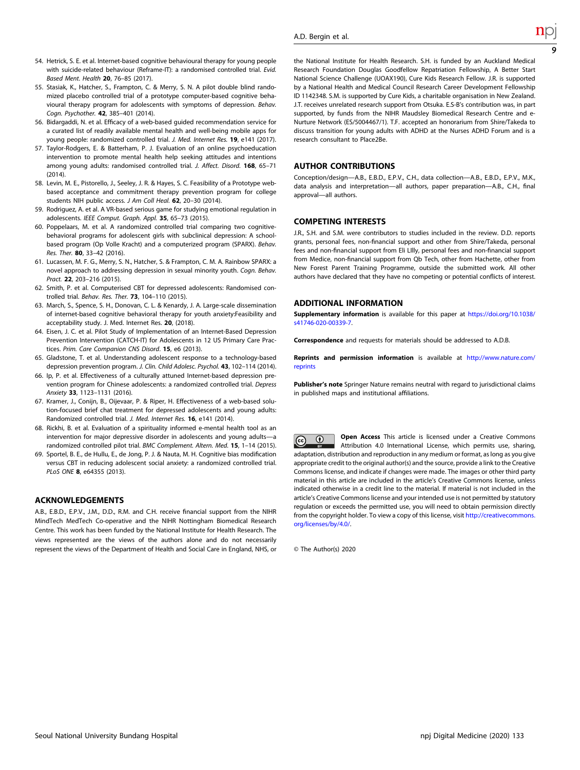54. Hetrick, S. E. et al. Internet-based cognitive behavioural therapy for young people with suicide-related behaviour (Reframe-IT): a randomised controlled trial. *Evid. Based Ment. Health* **20**, 76–85 (2017).
55. Stasiak, K., Hatcher, S., Frampton, C. & Merry, S. N. A pilot double blind randomized placebo controlled trial of a prototype computer-based cognitive behavioural therapy program for adolescents with symptoms of depression. *Behav. Cogn. Psychother.* **42**, 385–401 (2014).
56. Bidargaddi, N. et al. Efficacy of a web-based guided recommendation service for a curated list of readily available mental health and well-being mobile apps for young people: randomized controlled trial. *J. Med. Internet Res.* **19**, e141 (2017).
57. Taylor-Rodgers, E. & Batterham, P. J. Evaluation of an online psychoeducation intervention to promote mental health help seeking attitudes and intentions among young adults: randomised controlled trial. *J. Affect. Disord.* **168**, 65–71 (2014).
58. Levin, M. E., Pistorello, J., Seeley, J. R. & Hayes, S. C. Feasibility of a Prototype web-based acceptance and commitment therapy prevention program for college students NIH public access. *J Am Coll Heal.* **62**, 20–30 (2014).
59. Rodriguez, A. et al. A VR-based serious game for studying emotional regulation in adolescents. *IEEE Comput. Graph. Appl.* **35**, 65–73 (2015).
60. Poppelaars, M. et al. A randomized controlled trial comparing two cognitive-behavioral programs for adolescent girls with subclinical depression: A school-based program (Op Volle Kracht) and a computerized program (SPARX). *Behav. Res. Ther.* **80**, 33–42 (2016).
61. Lucassen, M. F. G., Merry, S. N., Hatcher, S. & Frampton, C. M. A. Rainbow SPARX: a novel approach to addressing depression in sexual minority youth. *Cogn. Behav. Pract.* **22**, 203–216 (2015).
62. Smith, P. et al. Computerised CBT for depressed adolescents: Randomised controlled trial. *Behav. Res. Ther.* **73**, 104–110 (2015).
63. March, S., Spence, S. H., Donovan, C. L. & Kenardy, J. A. Large-scale dissemination of internet-based cognitive behavioral therapy for youth anxiety:Feasibility and acceptability study. J. Med. Internet Res. **20**, (2018).
64. Eisen, J. C. et al. Pilot Study of Implementation of an Internet-Based Depression Prevention Intervention (CATCH-IT) for Adolescents in 12 US Primary Care Practices. *Prim. Care Companion CNS Disord.* **15**, e6 (2013).
65. Gladstone, T. et al. Understanding adolescent response to a technology-based depression prevention program. *J. Clin. Child Adolesc. Psychol.* **43**, 102–114 (2014).
66. Ip, P. et al. Effectiveness of a culturally attuned Internet-based depression prevention program for Chinese adolescents: a randomized controlled trial. *Depress Anxiety* **33**, 1123–1131 (2016).
67. Kramer, J., Conijn, B., Oijevaar, P. & Riper, H. Effectiveness of a web-based solution-focused brief chat treatment for depressed adolescents and young adults: Randomized controlled trial. *J. Med. Internet Res.* **16**, e141 (2014).
68. Rickhi, B. et al. Evaluation of a spirituality informed e-mental health tool as an intervention for major depressive disorder in adolescents and young adults—a randomized controlled pilot trial. *BMC Complement. Altern. Med.* **15**, 1–14 (2015).
69. Sportel, B. E., de Hullu, E., de Jong, P. J. & Nauta, M. H. Cognitive bias modification versus CBT in reducing adolescent social anxiety: a randomized controlled trial. *PLoS ONE* **8**, e64355 (2013).

## ACKNOWLEDGEMENTS

A.B., E.B.D., E.P.V., J.M., D.D., R.M. and C.H. receive financial support from the NIHR MindTech MedTech Co-operative and the NIHR Nottingham Biomedical Research Centre. This work has been funded by the National Institute for Health Research. The views represented are the views of the authors alone and do not necessarily represent the views of the Department of Health and Social Care in England, NHS, or the National Institute for Health Research. S.H. is funded by an Auckland Medical Research Foundation Douglas Goodfellow Repatriation Fellowship, A Better Start National Science Challenge (UOAX190), Cure Kids Research Fellow. J.R. is supported by a National Health and Medical Council Research Career Development Fellowship ID 1142348. S.M. is supported by Cure Kids, a charitable organisation in New Zealand. J.T. receives unrelated research support from Otsuka. E.S-B's contribution was, in part supported, by funds from the NIHR Maudsley Biomedical Research Centre and e-Nurture Network (ES/5004467/1). T.F. accepted an honorarium from Shire/Takeda to discuss transition for young adults with ADHD at the Nurses ADHD Forum and is a research consultant to Place2Be.

## AUTHOR CONTRIBUTIONS

Conception/design—A.B., E.B.D., E.P.V., C.H., data collection—A.B., E.B.D., E.P.V., M.K., data analysis and interpretation—all authors, paper preparation—A.B., C.H., final approval—all authors.

## COMPETING INTERESTS

J.R., S.H. and S.M. were contributors to studies included in the review. D.D. reports grants, personal fees, non-financial support and other from Shire/Takeda, personal fees and non-financial support from Eli LIlly, personal fees and non-financial support from Medice, non-financial support from Qb Tech, other from Hachette, other from New Forest Parent Training Programme, outside the submitted work. All other authors have declared that they have no competing or potential conflicts of interest.

## ADDITIONAL INFORMATION

**Supplementary information** is available for this paper at https://doi.org/10.1038/s41746-020-00339-7.

**Correspondence** and requests for materials should be addressed to A.D.B.

**Reprints and permission information** is available at http://www.nature.com/reprints

**Publisher's note** Springer Nature remains neutral with regard to jurisdictional claims in published maps and institutional affiliations.

**Open Access** This article is licensed under a Creative Commons Attribution 4.0 International License, which permits use, sharing, adaptation, distribution and reproduction in any medium or format, as long as you give appropriate credit to the original author(s) and the source, provide a link to the Creative Commons license, and indicate if changes were made. The images or other third party material in this article are included in the article's Creative Commons license, unless indicated otherwise in a credit line to the material. If material is not included in the article's Creative Commons license and your intended use is not permitted by statutory regulation or exceeds the permitted use, you will need to obtain permission directly from the copyright holder. To view a copy of this license, visit http://creativecommons.org/licenses/by/4.0/.

© The Author(s) 2020